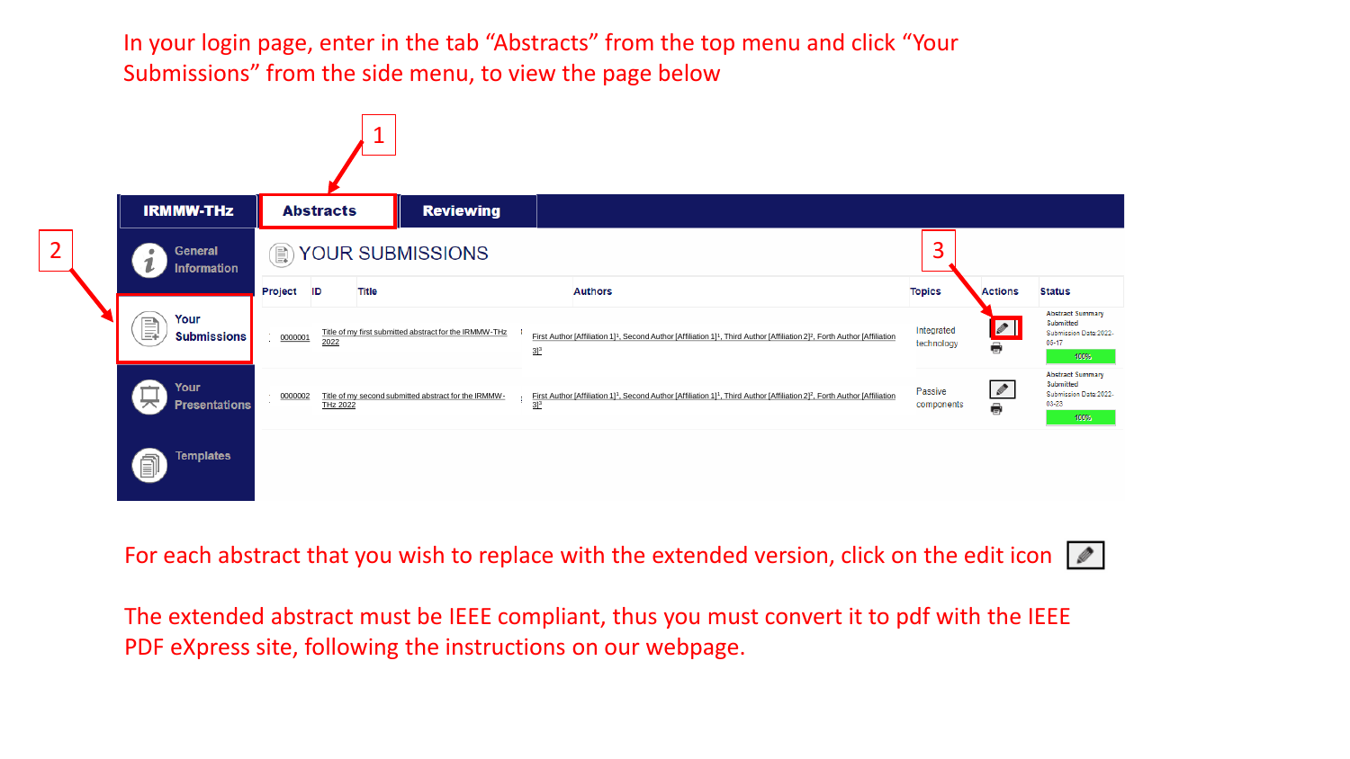In your login page, enter in the tab "Abstracts" from the top menu and click "Your Submissions" from the side menu, to view the page below

IRMMW-THz | Abstracts | Reviewing

General Information

Your Submissions

Your Presentations

Templates

YOUR SUBMISSIONS

| Project | ID | Title | Authors | Topics | Actions | Status |
|---|---|---|---|---|---|---|
| | 0000001 | Title of my first submitted abstract for the IRMMW-THz 2022 | First Author [Affiliation 1][1], Second Author [Affiliation 1][1], Third Author [Affiliation 2][2], Forth Author [Affiliation 3][3] | Integrated technology | | Abstract Summary Submitted Submission Date 2022-05-17 100% |
| | 0000002 | Title of my second submitted abstract for the IRMMW-THz 2022 | First Author [Affiliation 1][1], Second Author [Affiliation 1][1], Third Author [Affiliation 2][2], Forth Author [Affiliation 3][3] | Passive components | | Abstract Summary Submitted Submission Date 2022-03-23 100% |

1

2

3

For each abstract that you wish to replace with the extended version, click on the edit icon

The extended abstract must be IEEE compliant, thus you must convert it to pdf with the IEEE PDF eXpress site, following the instructions on our webpage.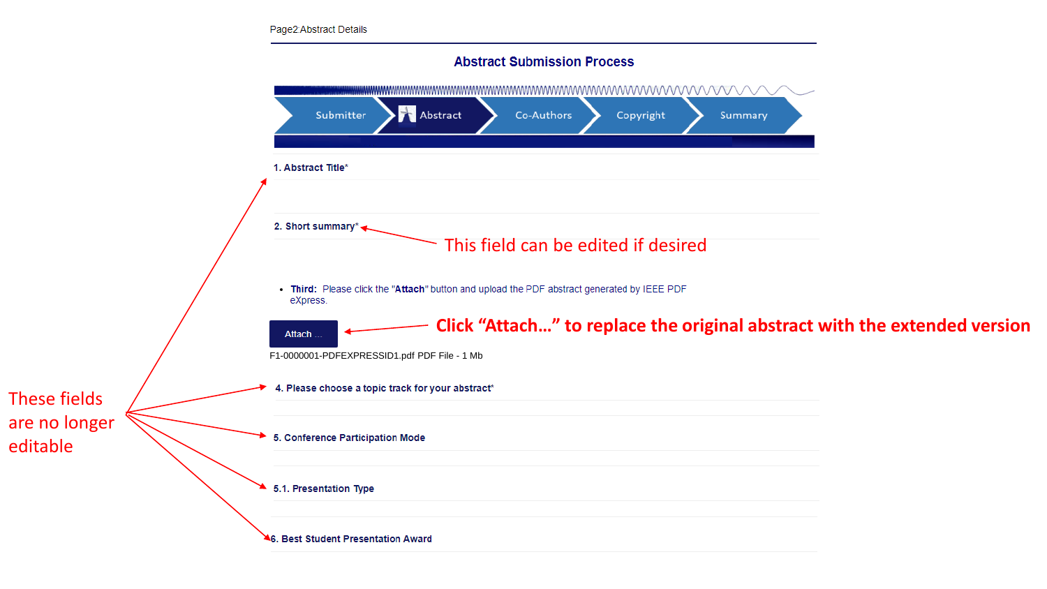Page2:Abstract Details

## Abstract Submission Process

Submitter | Abstract | Co-Authors | Copyright | Summary

1. Abstract Title*

2. Short summary*

This field can be edited if desired

- **Third:** Please click the "**Attach**" button and upload the PDF abstract generated by IEEE PDF eXpress.

Attach ...

Click "Attach..." to replace the original abstract with the extended version

F1-0000001-PDFEXPRESSID1.pdf PDF File - 1 Mb

4. Please choose a topic track for your abstract*

5. Conference Participation Mode

5.1. Presentation Type

6. Best Student Presentation Award

These fields are no longer editable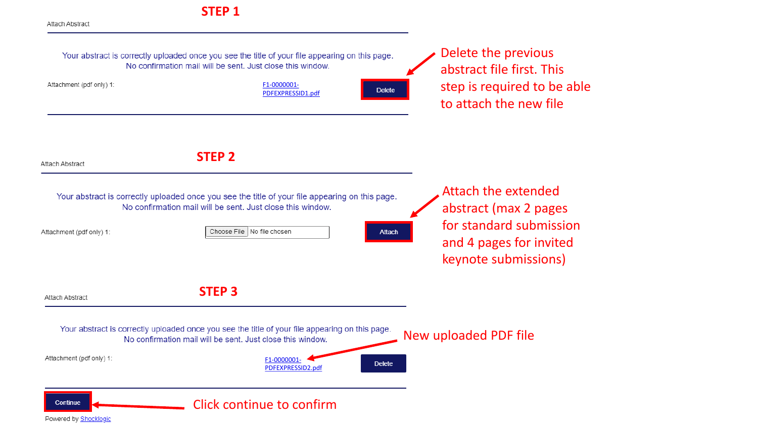## STEP 1

Attach Abstract

Your abstract is correctly uploaded once you see the title of your file appearing on this page.
No confirmation mail will be sent. Just close this window.

Attachment (pdf only) 1: F1-0000001-PDFEXPRESSID1.pdf Delete

Delete the previous abstract file first. This step is required to be able to attach the new file

## STEP 2

Attach Abstract

Your abstract is correctly uploaded once you see the title of your file appearing on this page.
No confirmation mail will be sent. Just close this window.

Attachment (pdf only) 1: Choose File No file chosen Attach

Attach the extended abstract (max 2 pages for standard submission and 4 pages for invited keynote submissions)

## STEP 3

Attach Abstract

Your abstract is correctly uploaded once you see the title of your file appearing on this page.
No confirmation mail will be sent. Just close this window.

Attachment (pdf only) 1: F1-0000001-PDFEXPRESSID2.pdf Delete

New uploaded PDF file

Continue

Click continue to confirm

Powered by Shocklogic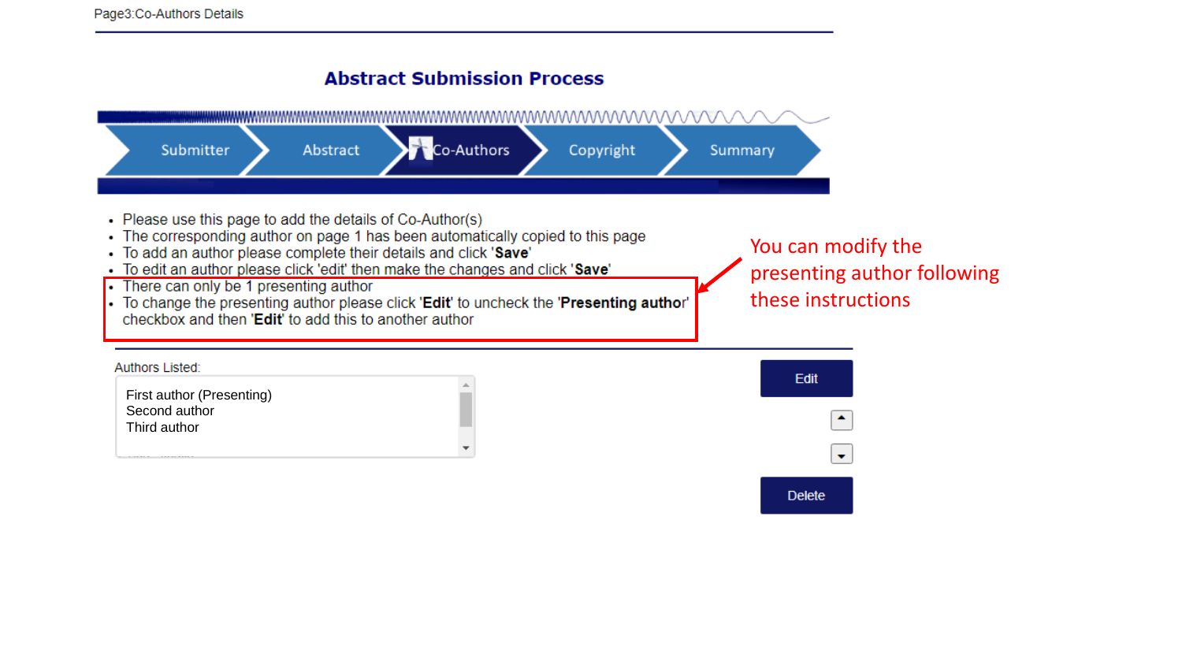Page3:Co-Authors Details

## Abstract Submission Process

Submitter | Abstract | Co-Authors | Copyright | Summary

- Please use this page to add the details of Co-Author(s)
- The corresponding author on page 1 has been automatically copied to this page
- To add an author please complete their details and click '**Save**'
- To edit an author please click 'edit' then make the changes and click '**Save**'
- There can only be 1 presenting author
- To change the presenting author please click '**Edit**' to uncheck the '**Presenting author**' checkbox and then '**Edit**' to add this to another author

You can modify the presenting author following these instructions

Authors Listed:

First author (Presenting)
Second author
Third author

Edit

Delete